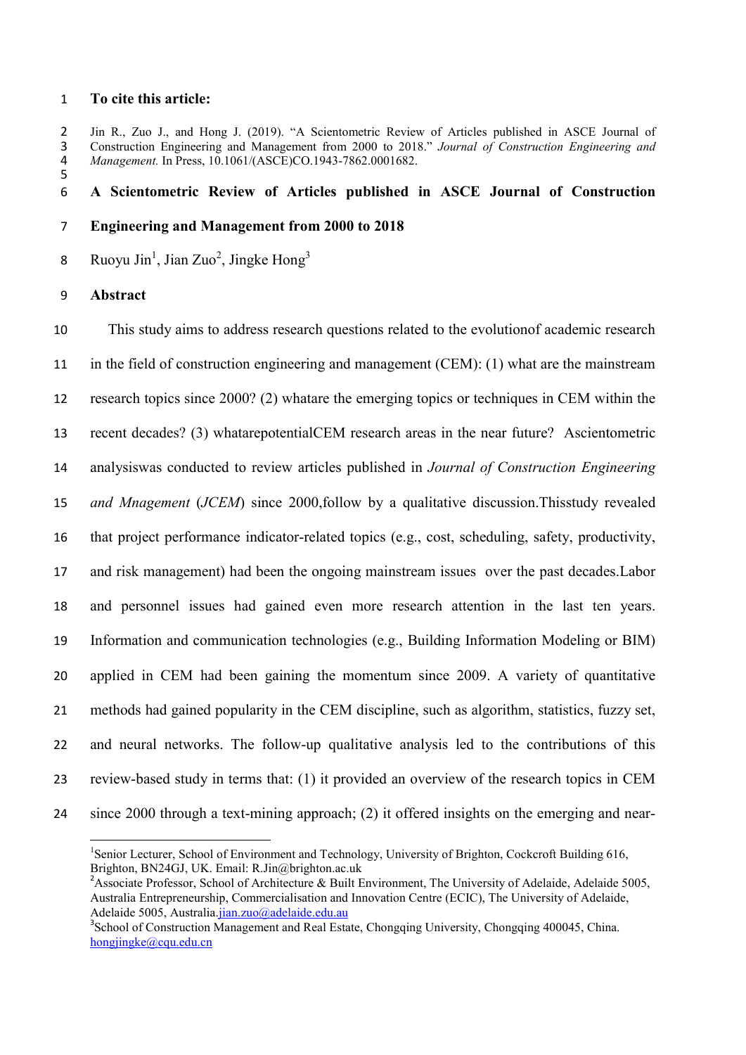**To cite this article:**

Jin R., Zuo J., and Hong J. (2019). "A Scientometric Review of Articles published in ASCE Journal of Construction Engineering and Management from 2000 to 2018." *Journal of Construction Engineering and Management.* In Press, 10.1061/(ASCE)CO.1943-7862.0001682.

# A Scientometric Review of Articles published in ASCE Journal of Construction Engineering and Management from 2000 to 2018

Ruoyu Jin[1], Jian Zuo[2], Jingke Hong[3]

## Abstract

This study aims to address research questions related to the evolutionof academic research in the field of construction engineering and management (CEM): (1) what are the mainstream research topics since 2000? (2) whatare the emerging topics or techniques in CEM within the recent decades? (3) whatarepotentialCEM research areas in the near future? Ascientometric analysiswas conducted to review articles published in *Journal of Construction Engineering and Mngagement* (*JCEM*) since 2000,follow by a qualitative discussion.Thisstudy revealed that project performance indicator-related topics (e.g., cost, scheduling, safety, productivity, and risk management) had been the ongoing mainstream issues over the past decades.Labor and personnel issues had gained even more research attention in the last ten years. Information and communication technologies (e.g., Building Information Modeling or BIM) applied in CEM had been gaining the momentum since 2009. A variety of quantitative methods had gained popularity in the CEM discipline, such as algorithm, statistics, fuzzy set, and neural networks. The follow-up qualitative analysis led to the contributions of this review-based study in terms that: (1) it provided an overview of the research topics in CEM since 2000 through a text-mining approach; (2) it offered insights on the emerging and near-

---

[1]Senior Lecturer, School of Environment and Technology, University of Brighton, Cockcroft Building 616, Brighton, BN24GJ, UK. Email: R.Jin@brighton.ac.uk

[2]Associate Professor, School of Architecture & Built Environment, The University of Adelaide, Adelaide 5005, Australia Entrepreneurship, Commercialisation and Innovation Centre (ECIC), The University of Adelaide, Adelaide 5005, Australia.jian.zuo@adelaide.edu.au

[3]School of Construction Management and Real Estate, Chongqing University, Chongqing 400045, China. hongjingke@cqu.edu.cn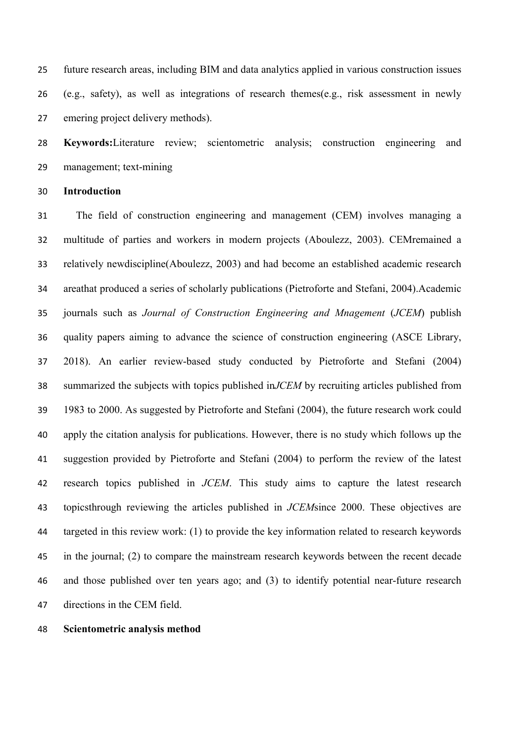future research areas, including BIM and data analytics applied in various construction issues (e.g., safety), as well as integrations of research themes(e.g., risk assessment in newly emering project delivery methods).

**Keywords:**Literature review; scientometric analysis; construction engineering and management; text-mining

## Introduction

The field of construction engineering and management (CEM) involves managing a multitude of parties and workers in modern projects (Aboulezz, 2003). CEMremained a relatively newdiscipline(Aboulezz, 2003) and had become an established academic research areathat produced a series of scholarly publications (Pietroforte and Stefani, 2004).Academic journals such as *Journal of Construction Engineering and Mnagement* (*JCEM*) publish quality papers aiming to advance the science of construction engineering (ASCE Library, 2018). An earlier review-based study conducted by Pietroforte and Stefani (2004) summarized the subjects with topics published in*JCEM* by recruiting articles published from 1983 to 2000. As suggested by Pietroforte and Stefani (2004), the future research work could apply the citation analysis for publications. However, there is no study which follows up the suggestion provided by Pietroforte and Stefani (2004) to perform the review of the latest research topics published in *JCEM*. This study aims to capture the latest research topicsthrough reviewing the articles published in *JCEM*since 2000. These objectives are targeted in this review work: (1) to provide the key information related to research keywords in the journal; (2) to compare the mainstream research keywords between the recent decade and those published over ten years ago; and (3) to identify potential near-future research directions in the CEM field.

## Scientometric analysis method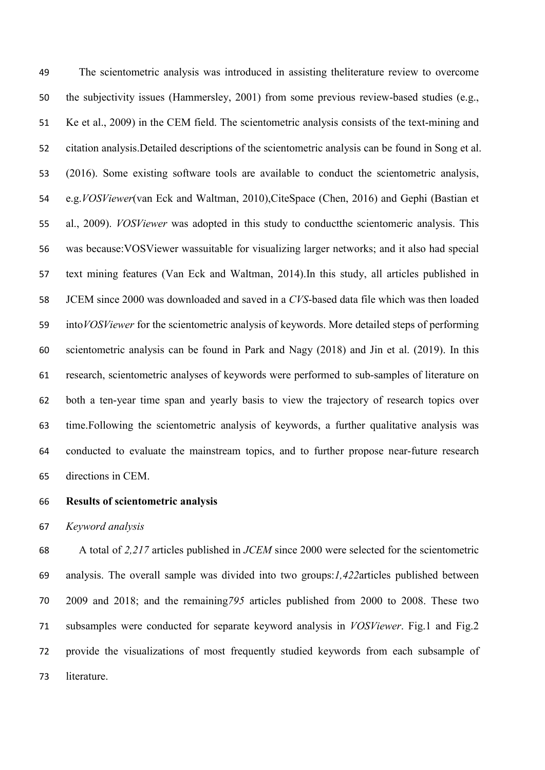The scientometric analysis was introduced in assisting theliterature review to overcome the subjectivity issues (Hammersley, 2001) from some previous review-based studies (e.g., Ke et al., 2009) in the CEM field. The scientometric analysis consists of the text-mining and citation analysis.Detailed descriptions of the scientometric analysis can be found in Song et al. (2016). Some existing software tools are available to conduct the scientometric analysis, e.g.*VOSViewer*(van Eck and Waltman, 2010),CiteSpace (Chen, 2016) and Gephi (Bastian et al., 2009). *VOSViewer* was adopted in this study to conductthe scientomeric analysis. This was because:VOSViewer wassuitable for visualizing larger networks; and it also had special text mining features (Van Eck and Waltman, 2014).In this study, all articles published in JCEM since 2000 was downloaded and saved in a *CVS*-based data file which was then loaded into*VOSViewer* for the scientometric analysis of keywords. More detailed steps of performing scientometric analysis can be found in Park and Nagy (2018) and Jin et al. (2019). In this research, scientometric analyses of keywords were performed to sub-samples of literature on both a ten-year time span and yearly basis to view the trajectory of research topics over time.Following the scientometric analysis of keywords, a further qualitative analysis was conducted to evaluate the mainstream topics, and to further propose near-future research directions in CEM.

**Results of scientometric analysis**

*Keyword analysis*

A total of *2,217* articles published in *JCEM* since 2000 were selected for the scientometric analysis. The overall sample was divided into two groups:*1,422*articles published between 2009 and 2018; and the remaining*795* articles published from 2000 to 2008. These two subsamples were conducted for separate keyword analysis in *VOSViewer*. Fig.1 and Fig.2 provide the visualizations of most frequently studied keywords from each subsample of literature.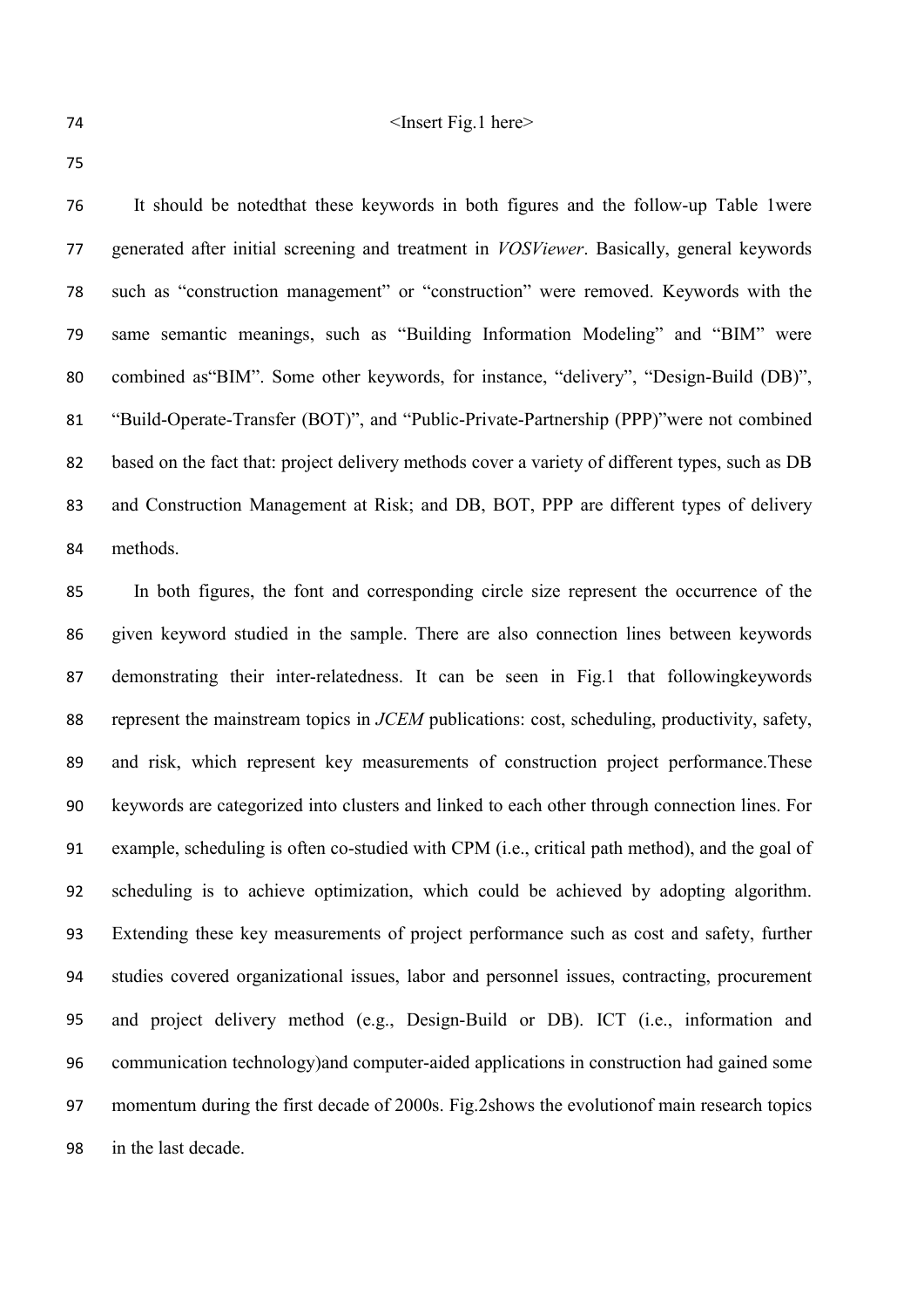<Insert Fig.1 here>

It should be notedthat these keywords in both figures and the follow-up Table 1were generated after initial screening and treatment in *VOSViewer*. Basically, general keywords such as "construction management" or "construction" were removed. Keywords with the same semantic meanings, such as "Building Information Modeling" and "BIM" were combined as"BIM". Some other keywords, for instance, "delivery", "Design-Build (DB)", "Build-Operate-Transfer (BOT)", and "Public-Private-Partnership (PPP)"were not combined based on the fact that: project delivery methods cover a variety of different types, such as DB and Construction Management at Risk; and DB, BOT, PPP are different types of delivery methods.

In both figures, the font and corresponding circle size represent the occurrence of the given keyword studied in the sample. There are also connection lines between keywords demonstrating their inter-relatedness. It can be seen in Fig.1 that followingkeywords represent the mainstream topics in *JCEM* publications: cost, scheduling, productivity, safety, and risk, which represent key measurements of construction project performance.These keywords are categorized into clusters and linked to each other through connection lines. For example, scheduling is often co-studied with CPM (i.e., critical path method), and the goal of scheduling is to achieve optimization, which could be achieved by adopting algorithm. Extending these key measurements of project performance such as cost and safety, further studies covered organizational issues, labor and personnel issues, contracting, procurement and project delivery method (e.g., Design-Build or DB). ICT (i.e., information and communication technology)and computer-aided applications in construction had gained some momentum during the first decade of 2000s. Fig.2shows the evolutionof main research topics in the last decade.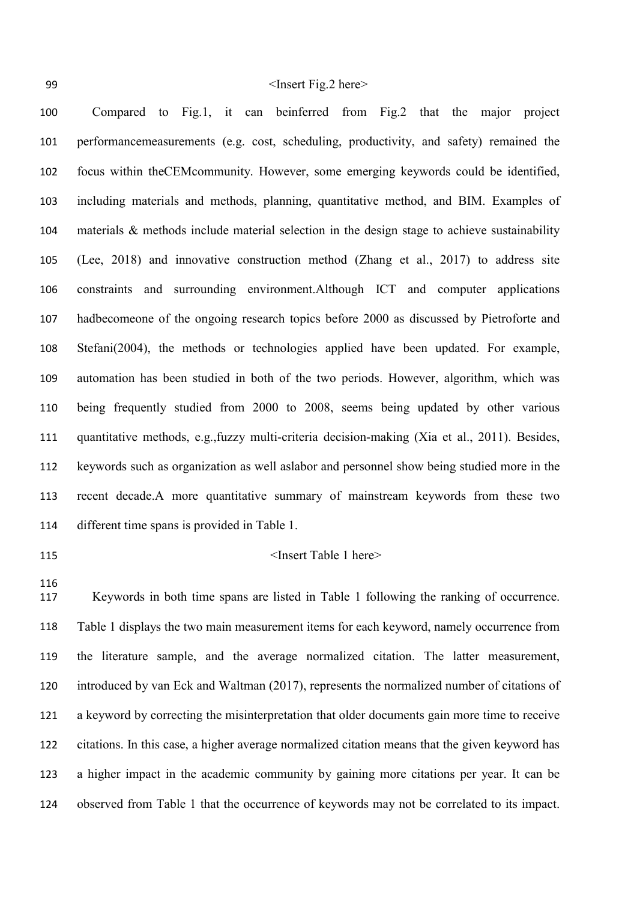<Insert Fig.2 here>

Compared to Fig.1, it can beinferred from Fig.2 that the major project performancemeasurements (e.g. cost, scheduling, productivity, and safety) remained the focus within theCEMcommunity. However, some emerging keywords could be identified, including materials and methods, planning, quantitative method, and BIM. Examples of materials & methods include material selection in the design stage to achieve sustainability (Lee, 2018) and innovative construction method (Zhang et al., 2017) to address site constraints and surrounding environment.Although ICT and computer applications hadbecomeone of the ongoing research topics before 2000 as discussed by Pietroforte and Stefani(2004), the methods or technologies applied have been updated. For example, automation has been studied in both of the two periods. However, algorithm, which was being frequently studied from 2000 to 2008, seems being updated by other various quantitative methods, e.g.,fuzzy multi-criteria decision-making (Xia et al., 2011). Besides, keywords such as organization as well aslabor and personnel show being studied more in the recent decade.A more quantitative summary of mainstream keywords from these two different time spans is provided in Table 1.

<Insert Table 1 here>

Keywords in both time spans are listed in Table 1 following the ranking of occurrence. Table 1 displays the two main measurement items for each keyword, namely occurrence from the literature sample, and the average normalized citation. The latter measurement, introduced by van Eck and Waltman (2017), represents the normalized number of citations of a keyword by correcting the misinterpretation that older documents gain more time to receive citations. In this case, a higher average normalized citation means that the given keyword has a higher impact in the academic community by gaining more citations per year. It can be observed from Table 1 that the occurrence of keywords may not be correlated to its impact.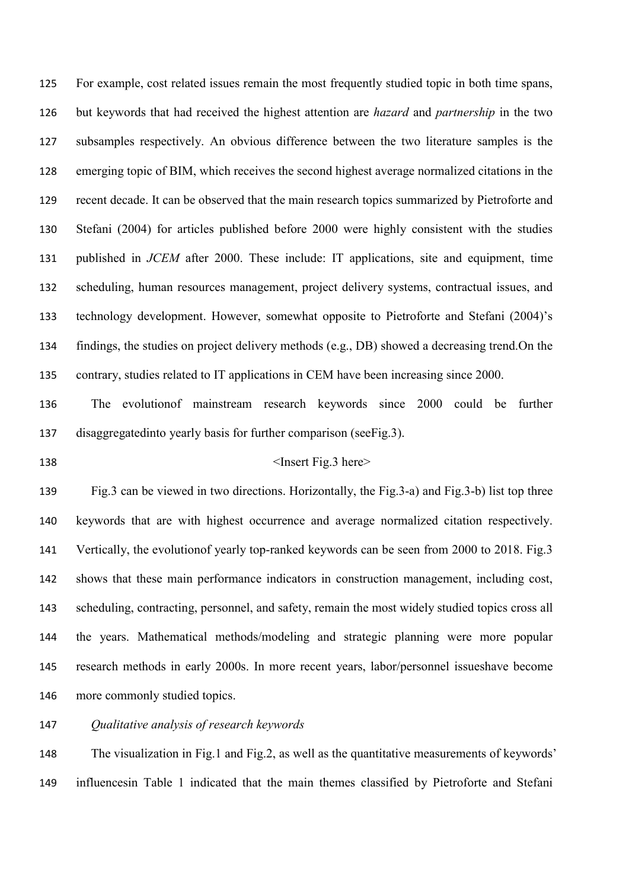For example, cost related issues remain the most frequently studied topic in both time spans, but keywords that had received the highest attention are *hazard* and *partnership* in the two subsamples respectively. An obvious difference between the two literature samples is the emerging topic of BIM, which receives the second highest average normalized citations in the recent decade. It can be observed that the main research topics summarized by Pietroforte and Stefani (2004) for articles published before 2000 were highly consistent with the studies published in *JCEM* after 2000. These include: IT applications, site and equipment, time scheduling, human resources management, project delivery systems, contractual issues, and technology development. However, somewhat opposite to Pietroforte and Stefani (2004)'s findings, the studies on project delivery methods (e.g., DB) showed a decreasing trend.On the contrary, studies related to IT applications in CEM have been increasing since 2000.

The evolutionof mainstream research keywords since 2000 could be further disaggregatedinto yearly basis for further comparison (seeFig.3).

<Insert Fig.3 here>

Fig.3 can be viewed in two directions. Horizontally, the Fig.3-a) and Fig.3-b) list top three keywords that are with highest occurrence and average normalized citation respectively. Vertically, the evolutionof yearly top-ranked keywords can be seen from 2000 to 2018. Fig.3 shows that these main performance indicators in construction management, including cost, scheduling, contracting, personnel, and safety, remain the most widely studied topics cross all the years. Mathematical methods/modeling and strategic planning were more popular research methods in early 2000s. In more recent years, labor/personnel issueshave become more commonly studied topics.

*Qualitative analysis of research keywords*

The visualization in Fig.1 and Fig.2, as well as the quantitative measurements of keywords' influencesin Table 1 indicated that the main themes classified by Pietroforte and Stefani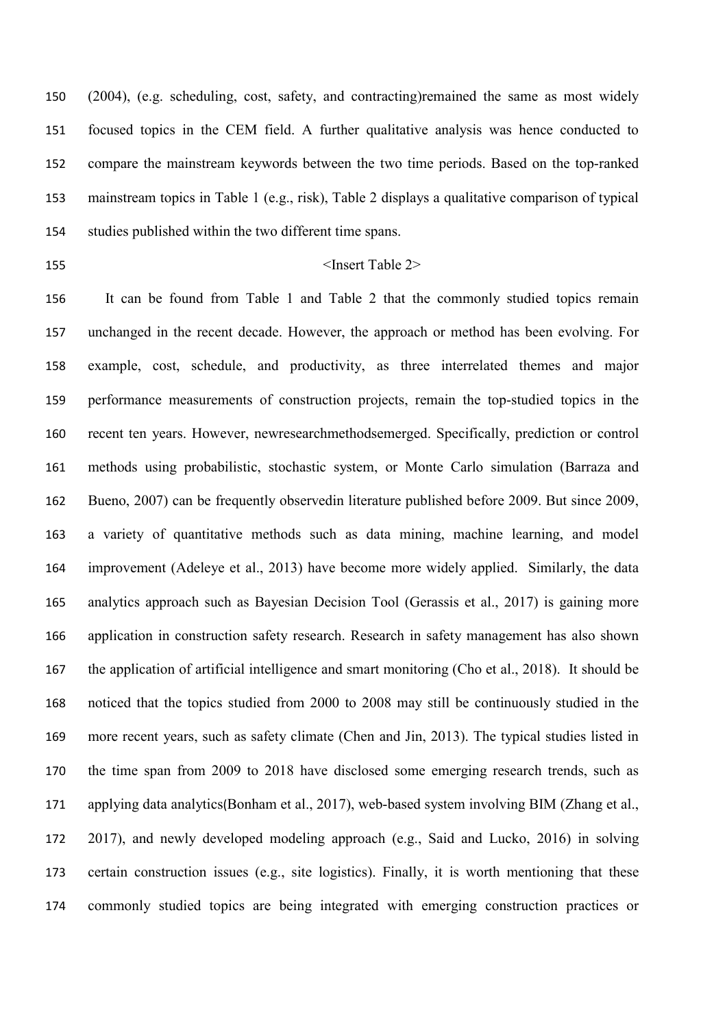(2004), (e.g. scheduling, cost, safety, and contracting)remained the same as most widely focused topics in the CEM field. A further qualitative analysis was hence conducted to compare the mainstream keywords between the two time periods. Based on the top-ranked mainstream topics in Table 1 (e.g., risk), Table 2 displays a qualitative comparison of typical studies published within the two different time spans.

<Insert Table 2>

It can be found from Table 1 and Table 2 that the commonly studied topics remain unchanged in the recent decade. However, the approach or method has been evolving. For example, cost, schedule, and productivity, as three interrelated themes and major performance measurements of construction projects, remain the top-studied topics in the recent ten years. However, newresearchmethodsemerged. Specifically, prediction or control methods using probabilistic, stochastic system, or Monte Carlo simulation (Barraza and Bueno, 2007) can be frequently observedin literature published before 2009. But since 2009, a variety of quantitative methods such as data mining, machine learning, and model improvement (Adeleye et al., 2013) have become more widely applied. Similarly, the data analytics approach such as Bayesian Decision Tool (Gerassis et al., 2017) is gaining more application in construction safety research. Research in safety management has also shown the application of artificial intelligence and smart monitoring (Cho et al., 2018). It should be noticed that the topics studied from 2000 to 2008 may still be continuously studied in the more recent years, such as safety climate (Chen and Jin, 2013). The typical studies listed in the time span from 2009 to 2018 have disclosed some emerging research trends, such as applying data analytics(Bonham et al., 2017), web-based system involving BIM (Zhang et al., 2017), and newly developed modeling approach (e.g., Said and Lucko, 2016) in solving certain construction issues (e.g., site logistics). Finally, it is worth mentioning that these commonly studied topics are being integrated with emerging construction practices or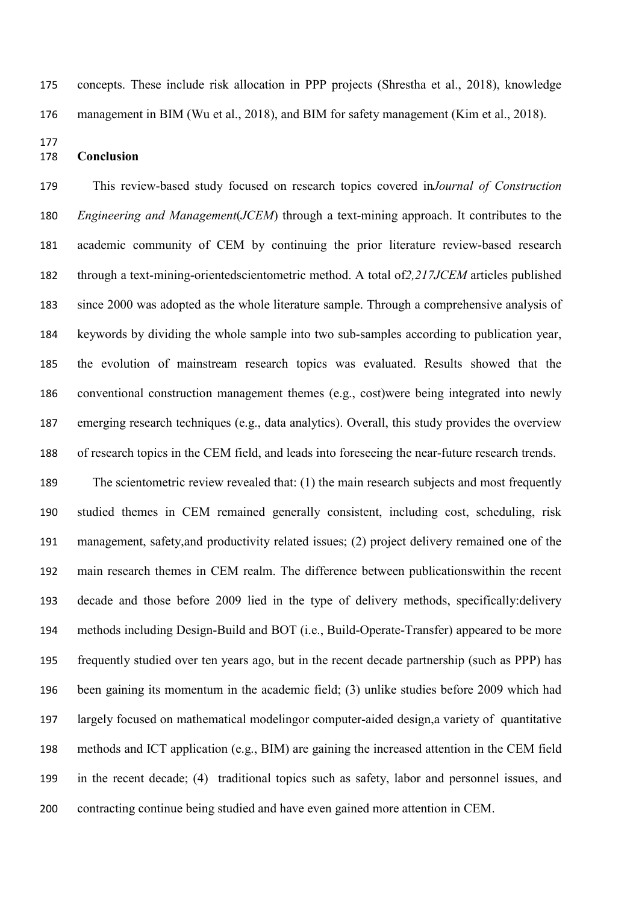concepts. These include risk allocation in PPP projects (Shrestha et al., 2018), knowledge management in BIM (Wu et al., 2018), and BIM for safety management (Kim et al., 2018).

## Conclusion

This review-based study focused on research topics covered in *Journal of Construction Engineering and Management* (*JCEM*) through a text-mining approach. It contributes to the academic community of CEM by continuing the prior literature review-based research through a text-mining-oriented scientometric method. A total of *2,217* *JCEM* articles published since 2000 was adopted as the whole literature sample. Through a comprehensive analysis of keywords by dividing the whole sample into two sub-samples according to publication year, the evolution of mainstream research topics was evaluated. Results showed that the conventional construction management themes (e.g., cost) were being integrated into newly emerging research techniques (e.g., data analytics). Overall, this study provides the overview of research topics in the CEM field, and leads into foreseeing the near-future research trends.

The scientometric review revealed that: (1) the main research subjects and most frequently studied themes in CEM remained generally consistent, including cost, scheduling, risk management, safety, and productivity related issues; (2) project delivery remained one of the main research themes in CEM realm. The difference between publications within the recent decade and those before 2009 lied in the type of delivery methods, specifically: delivery methods including Design-Build and BOT (i.e., Build-Operate-Transfer) appeared to be more frequently studied over ten years ago, but in the recent decade partnership (such as PPP) has been gaining its momentum in the academic field; (3) unlike studies before 2009 which had largely focused on mathematical modeling or computer-aided design, a variety of quantitative methods and ICT application (e.g., BIM) are gaining the increased attention in the CEM field in the recent decade; (4) traditional topics such as safety, labor and personnel issues, and contracting continue being studied and have even gained more attention in CEM.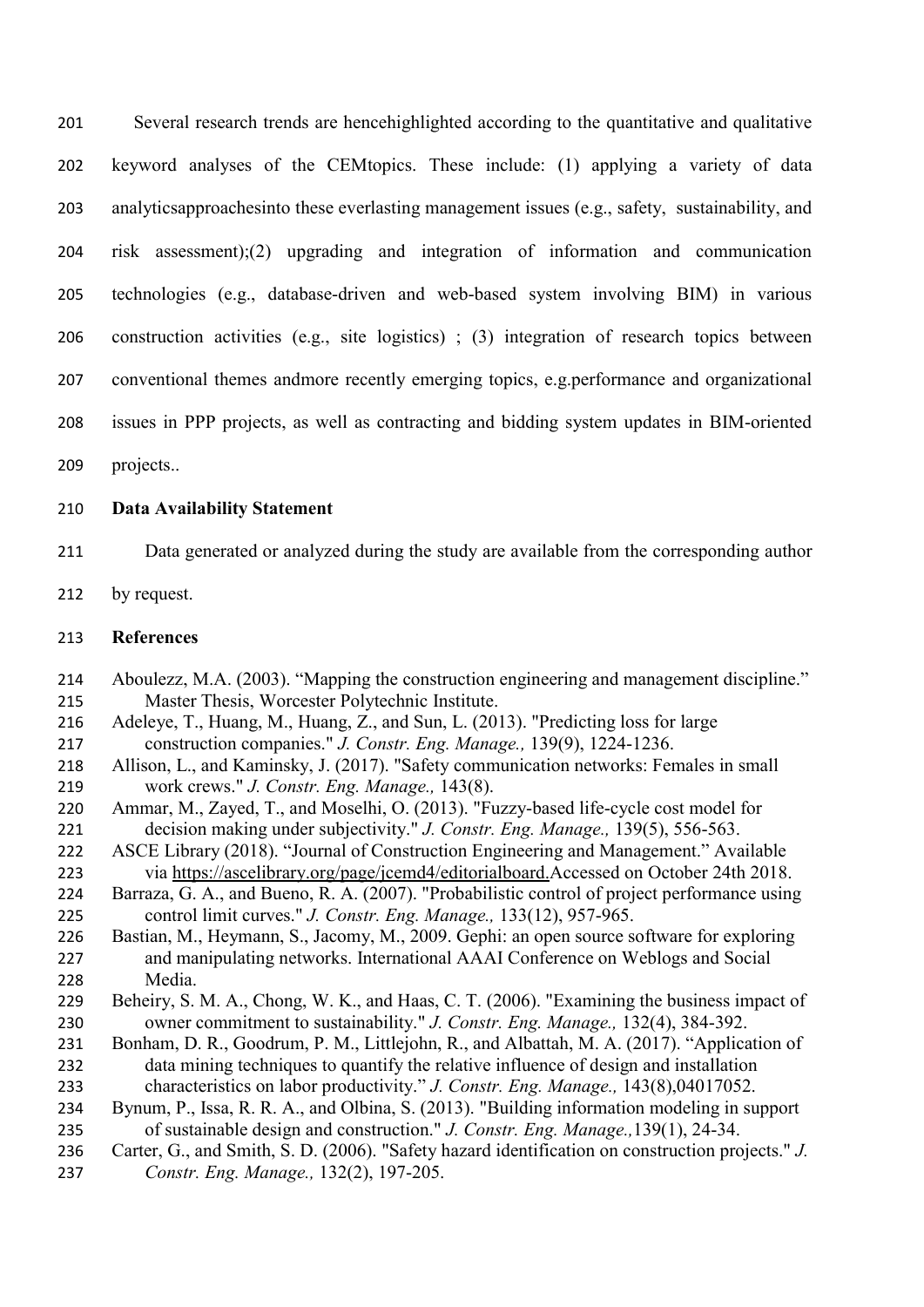Several research trends are hencehighlighted according to the quantitative and qualitative keyword analyses of the CEMtopics. These include: (1) applying a variety of data analyticsapproachesinto these everlasting management issues (e.g., safety, sustainability, and risk assessment);(2) upgrading and integration of information and communication technologies (e.g., database-driven and web-based system involving BIM) in various construction activities (e.g., site logistics) ; (3) integration of research topics between conventional themes andmore recently emerging topics, e.g.performance and organizational issues in PPP projects, as well as contracting and bidding system updates in BIM-oriented projects..

## Data Availability Statement

Data generated or analyzed during the study are available from the corresponding author by request.

## References

Aboulezz, M.A. (2003). "Mapping the construction engineering and management discipline." Master Thesis, Worcester Polytechnic Institute.

Adeleye, T., Huang, M., Huang, Z., and Sun, L. (2013). "Predicting loss for large construction companies." *J. Constr. Eng. Manage.,* 139(9), 1224-1236.

Allison, L., and Kaminsky, J. (2017). "Safety communication networks: Females in small work crews." *J. Constr. Eng. Manage.,* 143(8).

Ammar, M., Zayed, T., and Moselhi, O. (2013). "Fuzzy-based life-cycle cost model for decision making under subjectivity." *J. Constr. Eng. Manage.,* 139(5), 556-563.

ASCE Library (2018). "Journal of Construction Engineering and Management." Available via https://ascelibrary.org/page/jcemd4/editorialboard.Accessed on October 24th 2018.

Barraza, G. A., and Bueno, R. A. (2007). "Probabilistic control of project performance using control limit curves." *J. Constr. Eng. Manage.,* 133(12), 957-965.

Bastian, M., Heymann, S., Jacomy, M., 2009. Gephi: an open source software for exploring and manipulating networks. International AAAI Conference on Weblogs and Social Media.

Beheiry, S. M. A., Chong, W. K., and Haas, C. T. (2006). "Examining the business impact of owner commitment to sustainability." *J. Constr. Eng. Manage.,* 132(4), 384-392.

Bonham, D. R., Goodrum, P. M., Littlejohn, R., and Albattah, M. A. (2017). "Application of data mining techniques to quantify the relative influence of design and installation characteristics on labor productivity." *J. Constr. Eng. Manage.,* 143(8),04017052.

Bynum, P., Issa, R. R. A., and Olbina, S. (2013). "Building information modeling in support of sustainable design and construction." *J. Constr. Eng. Manage.,*139(1), 24-34.

Carter, G., and Smith, S. D. (2006). "Safety hazard identification on construction projects." *J. Constr. Eng. Manage.,* 132(2), 197-205.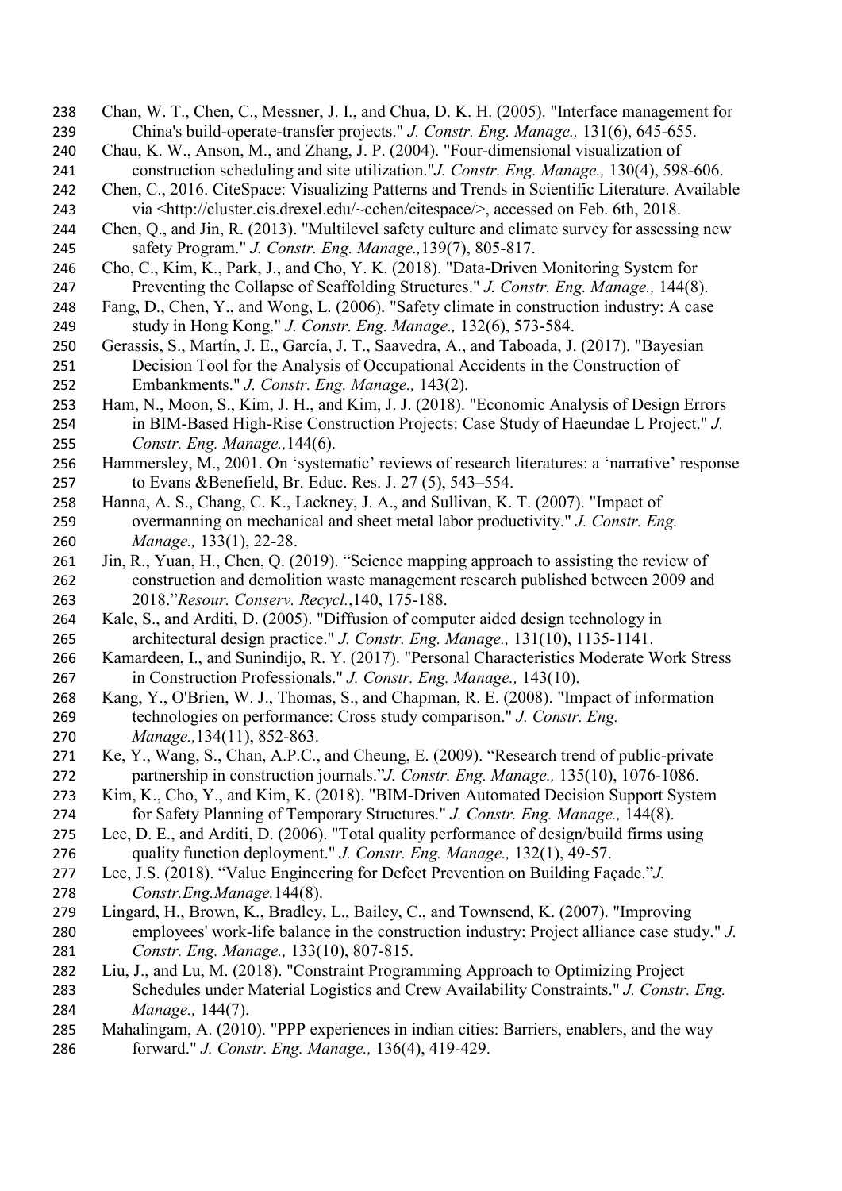Chan, W. T., Chen, C., Messner, J. I., and Chua, D. K. H. (2005). "Interface management for China's build-operate-transfer projects." *J. Constr. Eng. Manage.,* 131(6), 645-655.

Chau, K. W., Anson, M., and Zhang, J. P. (2004). "Four-dimensional visualization of construction scheduling and site utilization."*J. Constr. Eng. Manage.,* 130(4), 598-606.

Chen, C., 2016. CiteSpace: Visualizing Patterns and Trends in Scientific Literature. Available via <http://cluster.cis.drexel.edu/~cchen/citespace/>, accessed on Feb. 6th, 2018.

Chen, Q., and Jin, R. (2013). "Multilevel safety culture and climate survey for assessing new safety Program." *J. Constr. Eng. Manage.,*139(7), 805-817.

Cho, C., Kim, K., Park, J., and Cho, Y. K. (2018). "Data-Driven Monitoring System for Preventing the Collapse of Scaffolding Structures." *J. Constr. Eng. Manage.,* 144(8).

Fang, D., Chen, Y., and Wong, L. (2006). "Safety climate in construction industry: A case study in Hong Kong." *J. Constr. Eng. Manage.,* 132(6), 573-584.

Gerassis, S., Martín, J. E., García, J. T., Saavedra, A., and Taboada, J. (2017). "Bayesian Decision Tool for the Analysis of Occupational Accidents in the Construction of Embankments." *J. Constr. Eng. Manage.,* 143(2).

Ham, N., Moon, S., Kim, J. H., and Kim, J. J. (2018). "Economic Analysis of Design Errors in BIM-Based High-Rise Construction Projects: Case Study of Haeundae L Project." *J. Constr. Eng. Manage.,*144(6).

Hammersley, M., 2001. On 'systematic' reviews of research literatures: a 'narrative' response to Evans &Benefield, Br. Educ. Res. J. 27 (5), 543–554.

Hanna, A. S., Chang, C. K., Lackney, J. A., and Sullivan, K. T. (2007). "Impact of overmanning on mechanical and sheet metal labor productivity." *J. Constr. Eng. Manage.,* 133(1), 22-28.

Jin, R., Yuan, H., Chen, Q. (2019). "Science mapping approach to assisting the review of construction and demolition waste management research published between 2009 and 2018."*Resour. Conserv. Recycl.*,140, 175-188.

Kale, S., and Arditi, D. (2005). "Diffusion of computer aided design technology in architectural design practice." *J. Constr. Eng. Manage.,* 131(10), 1135-1141.

Kamardeen, I., and Sunindijo, R. Y. (2017). "Personal Characteristics Moderate Work Stress in Construction Professionals." *J. Constr. Eng. Manage.,* 143(10).

Kang, Y., O'Brien, W. J., Thomas, S., and Chapman, R. E. (2008). "Impact of information technologies on performance: Cross study comparison." *J. Constr. Eng. Manage.,*134(11), 852-863.

Ke, Y., Wang, S., Chan, A.P.C., and Cheung, E. (2009). "Research trend of public-private partnership in construction journals."*J. Constr. Eng. Manage.,* 135(10), 1076-1086.

Kim, K., Cho, Y., and Kim, K. (2018). "BIM-Driven Automated Decision Support System for Safety Planning of Temporary Structures." *J. Constr. Eng. Manage.,* 144(8).

Lee, D. E., and Arditi, D. (2006). "Total quality performance of design/build firms using quality function deployment." *J. Constr. Eng. Manage.,* 132(1), 49-57.

Lee, J.S. (2018). "Value Engineering for Defect Prevention on Building Façade."*J. Constr.Eng.Manage.*144(8).

Lingard, H., Brown, K., Bradley, L., Bailey, C., and Townsend, K. (2007). "Improving employees' work-life balance in the construction industry: Project alliance case study." *J. Constr. Eng. Manage.,* 133(10), 807-815.

Liu, J., and Lu, M. (2018). "Constraint Programming Approach to Optimizing Project Schedules under Material Logistics and Crew Availability Constraints." *J. Constr. Eng. Manage.,* 144(7).

Mahalingam, A. (2010). "PPP experiences in indian cities: Barriers, enablers, and the way forward." *J. Constr. Eng. Manage.,* 136(4), 419-429.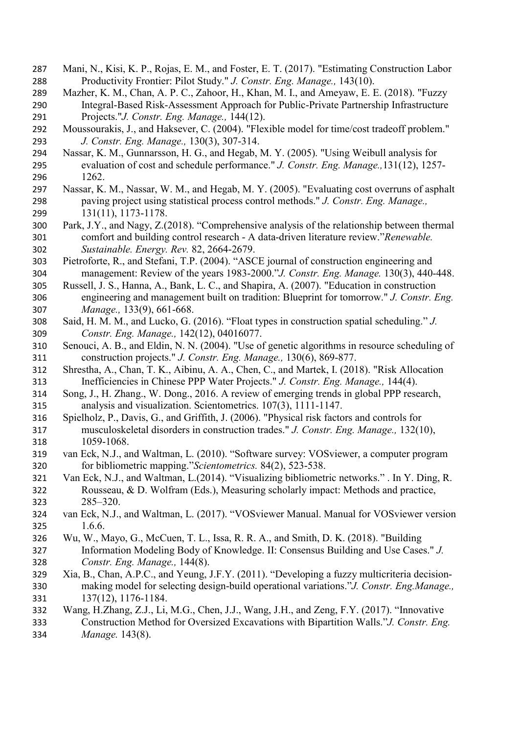Mani, N., Kisi, K. P., Rojas, E. M., and Foster, E. T. (2017). "Estimating Construction Labor Productivity Frontier: Pilot Study." *J. Constr. Eng. Manage.,* 143(10).

Mazher, K. M., Chan, A. P. C., Zahoor, H., Khan, M. I., and Ameyaw, E. E. (2018). "Fuzzy Integral-Based Risk-Assessment Approach for Public-Private Partnership Infrastructure Projects."*J. Constr. Eng. Manage.,* 144(12).

Moussourakis, J., and Haksever, C. (2004). "Flexible model for time/cost tradeoff problem." *J. Constr. Eng. Manage.,* 130(3), 307-314.

Nassar, K. M., Gunnarsson, H. G., and Hegab, M. Y. (2005). "Using Weibull analysis for evaluation of cost and schedule performance." *J. Constr. Eng. Manage.,*131(12), 1257-1262.

Nassar, K. M., Nassar, W. M., and Hegab, M. Y. (2005). "Evaluating cost overruns of asphalt paving project using statistical process control methods." *J. Constr. Eng. Manage.,* 131(11), 1173-1178.

Park, J.Y., and Nagy, Z.(2018). "Comprehensive analysis of the relationship between thermal comfort and building control research - A data-driven literature review."*Renewable. Sustainable. Energy. Rev.* 82, 2664-2679.

Pietroforte, R., and Stefani, T.P. (2004). "ASCE journal of construction engineering and management: Review of the years 1983-2000."*J. Constr. Eng. Manage.* 130(3), 440-448.

Russell, J. S., Hanna, A., Bank, L. C., and Shapira, A. (2007). "Education in construction engineering and management built on tradition: Blueprint for tomorrow." *J. Constr. Eng. Manage.,* 133(9), 661-668.

Said, H. M. M., and Lucko, G. (2016). "Float types in construction spatial scheduling." *J. Constr. Eng. Manage.,* 142(12), 04016077.

Senouci, A. B., and Eldin, N. N. (2004). "Use of genetic algorithms in resource scheduling of construction projects." *J. Constr. Eng. Manage.,* 130(6), 869-877.

Shrestha, A., Chan, T. K., Aibinu, A. A., Chen, C., and Martek, I. (2018). "Risk Allocation Inefficiencies in Chinese PPP Water Projects." *J. Constr. Eng. Manage.,* 144(4).

Song, J., H. Zhang., W. Dong., 2016. A review of emerging trends in global PPP research, analysis and visualization. Scientometrics. 107(3), 1111-1147.

Spielholz, P., Davis, G., and Griffith, J. (2006). "Physical risk factors and controls for musculoskeletal disorders in construction trades." *J. Constr. Eng. Manage.,* 132(10), 1059-1068.

van Eck, N.J., and Waltman, L. (2010). "Software survey: VOSviewer, a computer program for bibliometric mapping."*Scientometrics.* 84(2), 523-538.

Van Eck, N.J., and Waltman, L.(2014). "Visualizing bibliometric networks." . In Y. Ding, R. Rousseau, & D. Wolfram (Eds.), Measuring scholarly impact: Methods and practice, 285–320.

van Eck, N.J., and Waltman, L. (2017). "VOSviewer Manual. Manual for VOSviewer version 1.6.6.

Wu, W., Mayo, G., McCuen, T. L., Issa, R. R. A., and Smith, D. K. (2018). "Building Information Modeling Body of Knowledge. II: Consensus Building and Use Cases." *J. Constr. Eng. Manage.,* 144(8).

Xia, B., Chan, A.P.C., and Yeung, J.F.Y. (2011). "Developing a fuzzy multicriteria decision-making model for selecting design-build operational variations."*J. Constr. Eng.Manage.,* 137(12), 1176-1184.

Wang, H.Zhang, Z.J., Li, M.G., Chen, J.J., Wang, J.H., and Zeng, F.Y. (2017). "Innovative Construction Method for Oversized Excavations with Bipartition Walls."*J. Constr. Eng. Manage.* 143(8).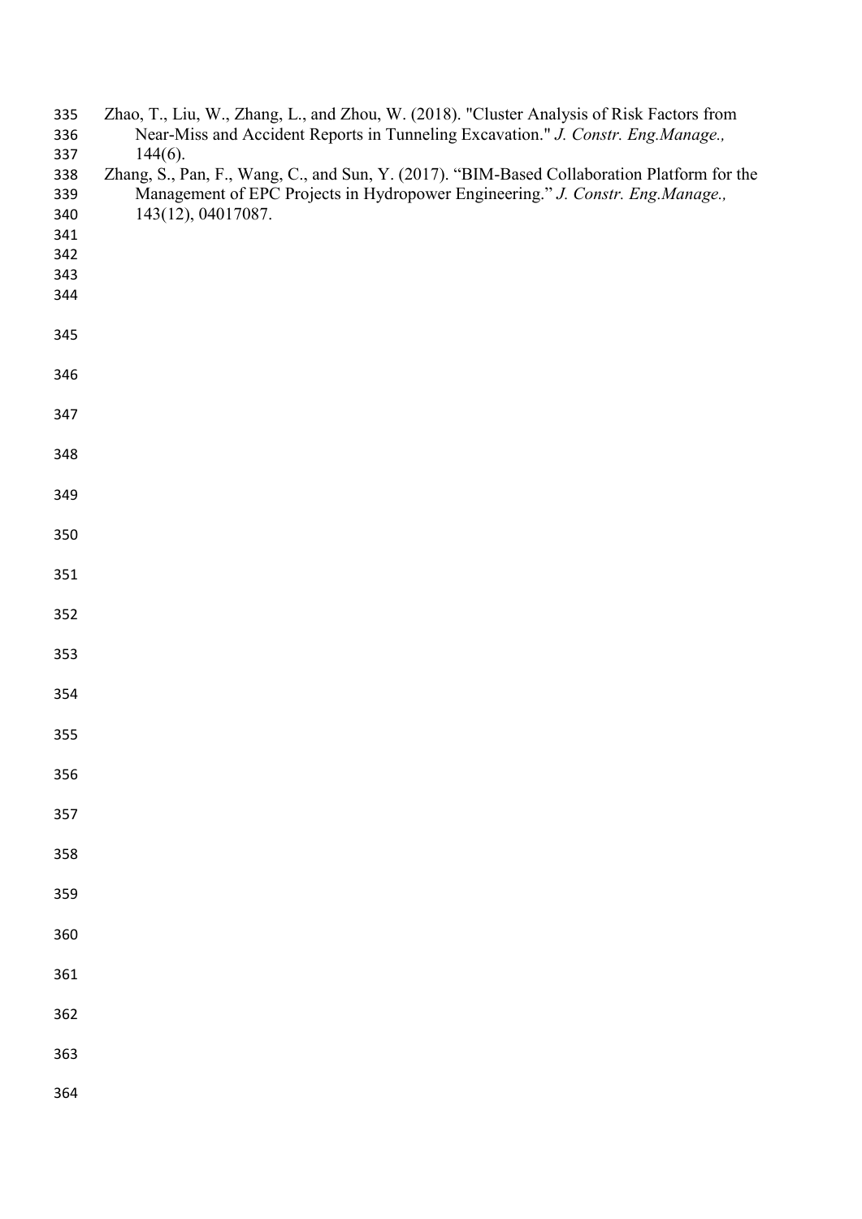Zhao, T., Liu, W., Zhang, L., and Zhou, W. (2018). "Cluster Analysis of Risk Factors from Near-Miss and Accident Reports in Tunneling Excavation." *J. Constr. Eng.Manage.,* 144(6).

Zhang, S., Pan, F., Wang, C., and Sun, Y. (2017). "BIM-Based Collaboration Platform for the Management of EPC Projects in Hydropower Engineering." *J. Constr. Eng.Manage.,* 143(12), 04017087.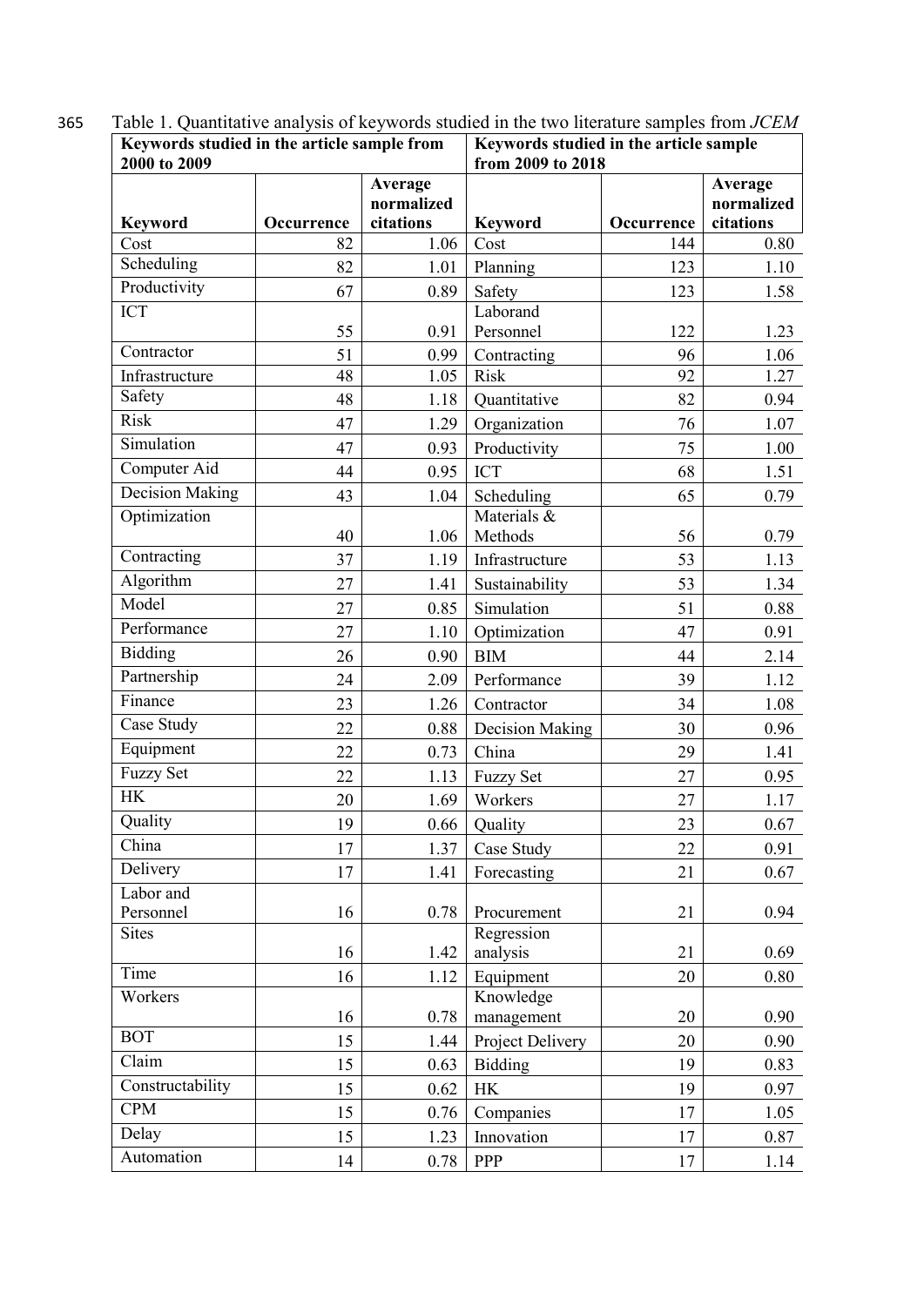Table 1. Quantitative analysis of keywords studied in the two literature samples from *JCEM*

| Keywords studied in the article sample from 2000 to 2009 | | | Keywords studied in the article sample from 2009 to 2018 | | |
|---|---|---|---|---|---|
| **Keyword** | **Occurrence** | **Average normalized citations** | **Keyword** | **Occurrence** | **Average normalized citations** |
| Cost | 82 | 1.06 | Cost | 144 | 0.80 |
| Scheduling | 82 | 1.01 | Planning | 123 | 1.10 |
| Productivity | 67 | 0.89 | Safety | 123 | 1.58 |
| ICT | 55 | 0.91 | Laborand Personnel | 122 | 1.23 |
| Contractor | 51 | 0.99 | Contracting | 96 | 1.06 |
| Infrastructure | 48 | 1.05 | Risk | 92 | 1.27 |
| Safety | 48 | 1.18 | Quantitative | 82 | 0.94 |
| Risk | 47 | 1.29 | Organization | 76 | 1.07 |
| Simulation | 47 | 0.93 | Productivity | 75 | 1.00 |
| Computer Aid | 44 | 0.95 | ICT | 68 | 1.51 |
| Decision Making | 43 | 1.04 | Scheduling | 65 | 0.79 |
| Optimization | 40 | 1.06 | Materials & Methods | 56 | 0.79 |
| Contracting | 37 | 1.19 | Infrastructure | 53 | 1.13 |
| Algorithm | 27 | 1.41 | Sustainability | 53 | 1.34 |
| Model | 27 | 0.85 | Simulation | 51 | 0.88 |
| Performance | 27 | 1.10 | Optimization | 47 | 0.91 |
| Bidding | 26 | 0.90 | BIM | 44 | 2.14 |
| Partnership | 24 | 2.09 | Performance | 39 | 1.12 |
| Finance | 23 | 1.26 | Contractor | 34 | 1.08 |
| Case Study | 22 | 0.88 | Decision Making | 30 | 0.96 |
| Equipment | 22 | 0.73 | China | 29 | 1.41 |
| Fuzzy Set | 22 | 1.13 | Fuzzy Set | 27 | 0.95 |
| HK | 20 | 1.69 | Workers | 27 | 1.17 |
| Quality | 19 | 0.66 | Quality | 23 | 0.67 |
| China | 17 | 1.37 | Case Study | 22 | 0.91 |
| Delivery | 17 | 1.41 | Forecasting | 21 | 0.67 |
| Labor and Personnel | 16 | 0.78 | Procurement | 21 | 0.94 |
| Sites | 16 | 1.42 | Regression analysis | 21 | 0.69 |
| Time | 16 | 1.12 | Equipment | 20 | 0.80 |
| Workers | 16 | 0.78 | Knowledge management | 20 | 0.90 |
| BOT | 15 | 1.44 | Project Delivery | 20 | 0.90 |
| Claim | 15 | 0.63 | Bidding | 19 | 0.83 |
| Constructability | 15 | 0.62 | HK | 19 | 0.97 |
| CPM | 15 | 0.76 | Companies | 17 | 1.05 |
| Delay | 15 | 1.23 | Innovation | 17 | 0.87 |
| Automation | 14 | 0.78 | PPP | 17 | 1.14 |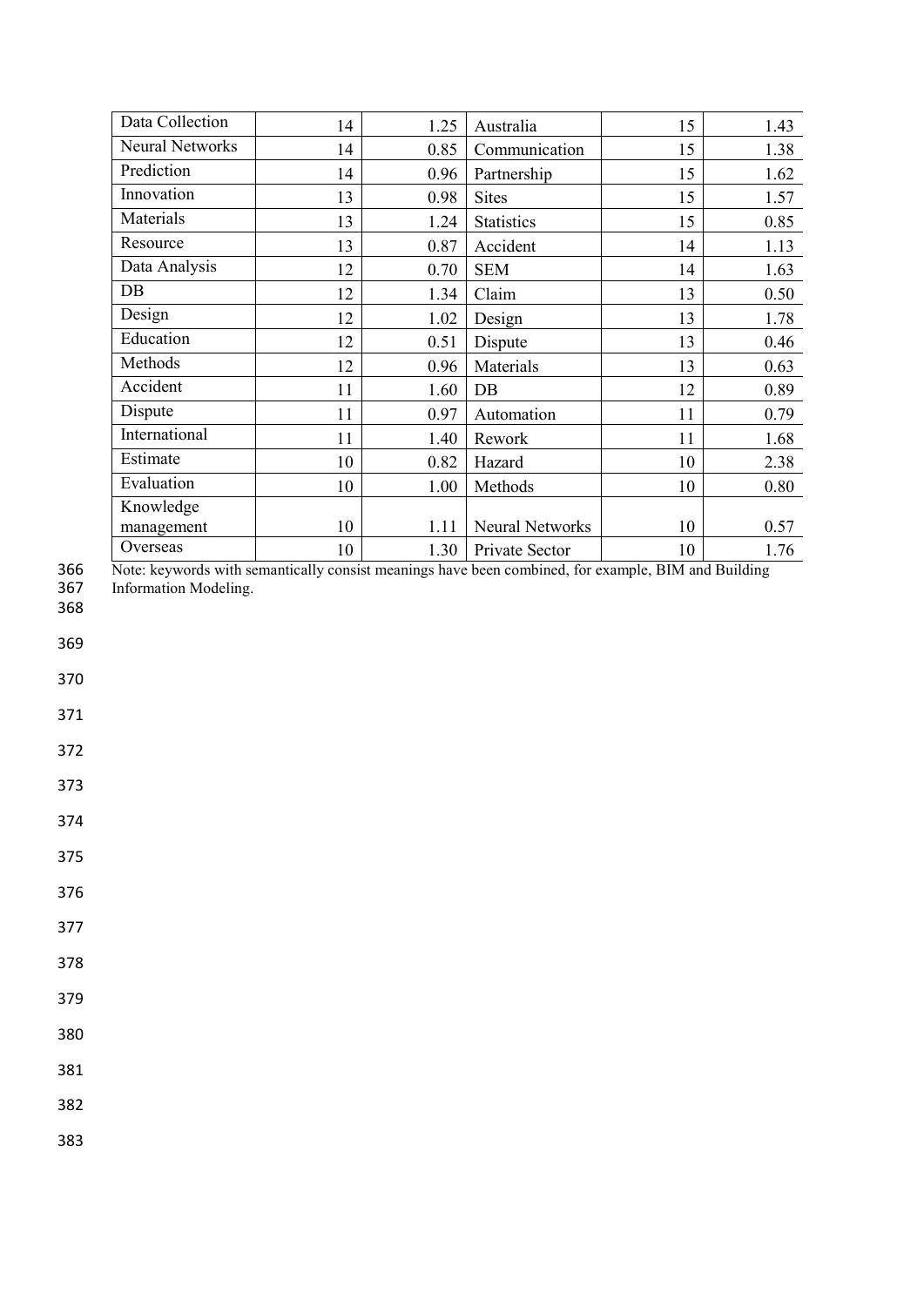| Data Collection | 14 | 1.25 | Australia | 15 | 1.43 |
|---|---|---|---|---|---|
| Neural Networks | 14 | 0.85 | Communication | 15 | 1.38 |
| Prediction | 14 | 0.96 | Partnership | 15 | 1.62 |
| Innovation | 13 | 0.98 | Sites | 15 | 1.57 |
| Materials | 13 | 1.24 | Statistics | 15 | 0.85 |
| Resource | 13 | 0.87 | Accident | 14 | 1.13 |
| Data Analysis | 12 | 0.70 | SEM | 14 | 1.63 |
| DB | 12 | 1.34 | Claim | 13 | 0.50 |
| Design | 12 | 1.02 | Design | 13 | 1.78 |
| Education | 12 | 0.51 | Dispute | 13 | 0.46 |
| Methods | 12 | 0.96 | Materials | 13 | 0.63 |
| Accident | 11 | 1.60 | DB | 12 | 0.89 |
| Dispute | 11 | 0.97 | Automation | 11 | 0.79 |
| International | 11 | 1.40 | Rework | 11 | 1.68 |
| Estimate | 10 | 0.82 | Hazard | 10 | 2.38 |
| Evaluation | 10 | 1.00 | Methods | 10 | 0.80 |
| Knowledge management | 10 | 1.11 | Neural Networks | 10 | 0.57 |
| Overseas | 10 | 1.30 | Private Sector | 10 | 1.76 |

Note: keywords with semantically consist meanings have been combined, for example, BIM and Building Information Modeling.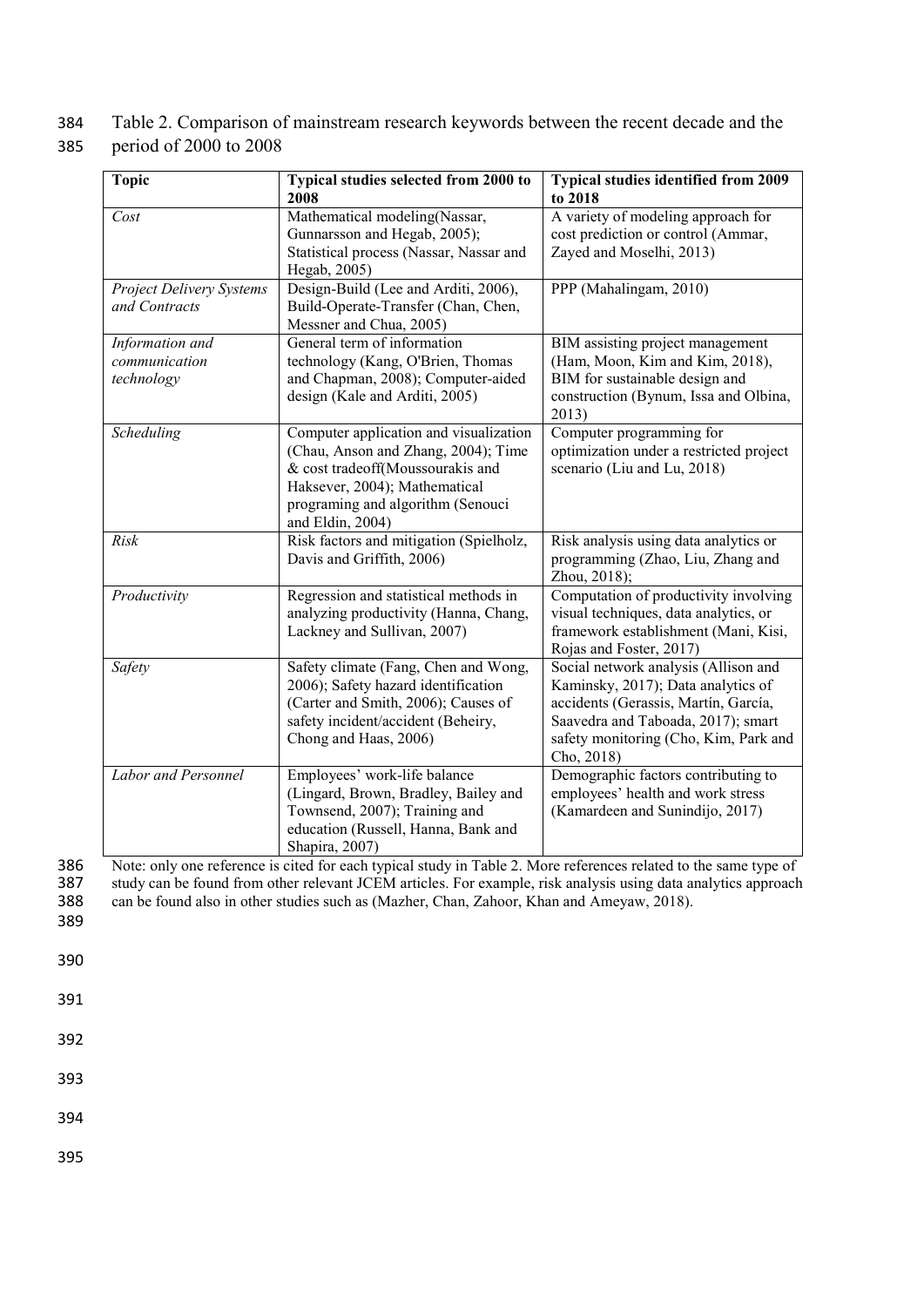Table 2. Comparison of mainstream research keywords between the recent decade and the period of 2000 to 2008

| Topic | Typical studies selected from 2000 to 2008 | Typical studies identified from 2009 to 2018 |
|---|---|---|
| *Cost* | Mathematical modeling(Nassar, Gunnarsson and Hegab, 2005); Statistical process (Nassar, Nassar and Hegab, 2005) | A variety of modeling approach for cost prediction or control (Ammar, Zayed and Moselhi, 2013) |
| *Project Delivery Systems and Contracts* | Design-Build (Lee and Arditi, 2006), Build-Operate-Transfer (Chan, Chen, Messner and Chua, 2005) | PPP (Mahalingam, 2010) |
| *Information and communication technology* | General term of information technology (Kang, O'Brien, Thomas and Chapman, 2008); Computer-aided design (Kale and Arditi, 2005) | BIM assisting project management (Ham, Moon, Kim and Kim, 2018), BIM for sustainable design and construction (Bynum, Issa and Olbina, 2013) |
| *Scheduling* | Computer application and visualization (Chau, Anson and Zhang, 2004); Time & cost tradeoff(Moussourakis and Haksever, 2004); Mathematical programing and algorithm (Senouci and Eldin, 2004) | Computer programming for optimization under a restricted project scenario (Liu and Lu, 2018) |
| *Risk* | Risk factors and mitigation (Spielholz, Davis and Griffith, 2006) | Risk analysis using data analytics or programming (Zhao, Liu, Zhang and Zhou, 2018); |
| *Productivity* | Regression and statistical methods in analyzing productivity (Hanna, Chang, Lackney and Sullivan, 2007) | Computation of productivity involving visual techniques, data analytics, or framework establishment (Mani, Kisi, Rojas and Foster, 2017) |
| *Safety* | Safety climate (Fang, Chen and Wong, 2006); Safety hazard identification (Carter and Smith, 2006); Causes of safety incident/accident (Beheiry, Chong and Haas, 2006) | Social network analysis (Allison and Kaminsky, 2017); Data analytics of accidents (Gerassis, Martín, García, Saavedra and Taboada, 2017); smart safety monitoring (Cho, Kim, Park and Cho, 2018) |
| *Labor and Personnel* | Employees' work-life balance (Lingard, Brown, Bradley, Bailey and Townsend, 2007); Training and education (Russell, Hanna, Bank and Shapira, 2007) | Demographic factors contributing to employees' health and work stress (Kamardeen and Sunindijo, 2017) |

Note: only one reference is cited for each typical study in Table 2. More references related to the same type of study can be found from other relevant JCEM articles. For example, risk analysis using data analytics approach can be found also in other studies such as (Mazher, Chan, Zahoor, Khan and Ameyaw, 2018).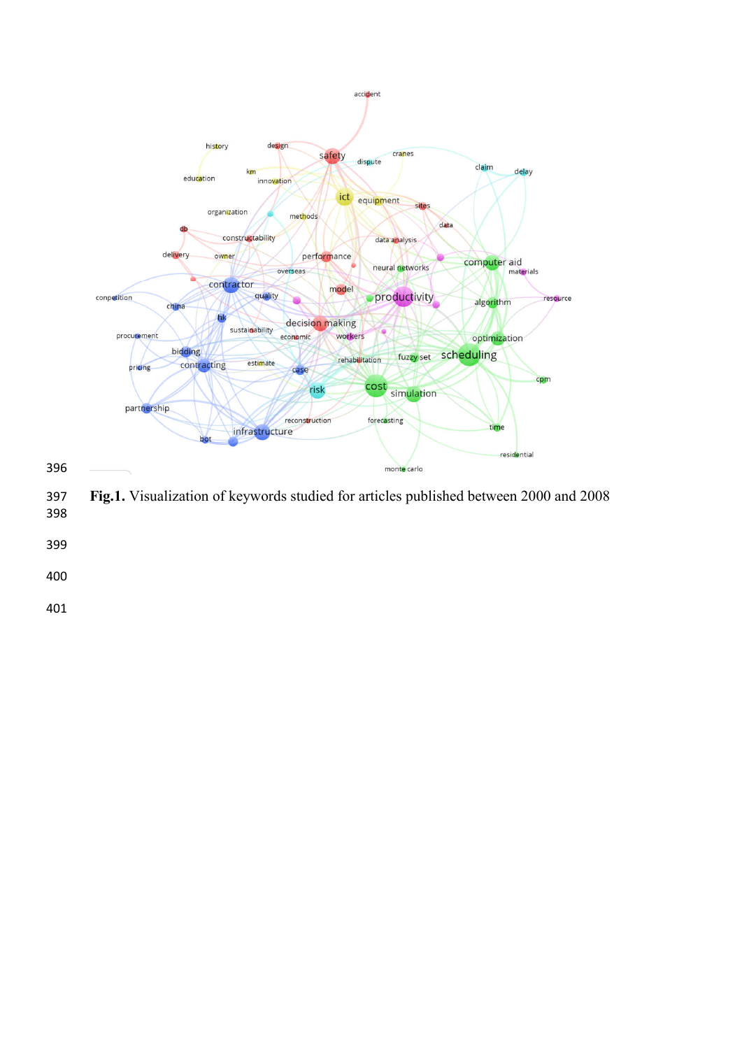**Fig.1.** Visualization of keywords studied for articles published between 2000 and 2008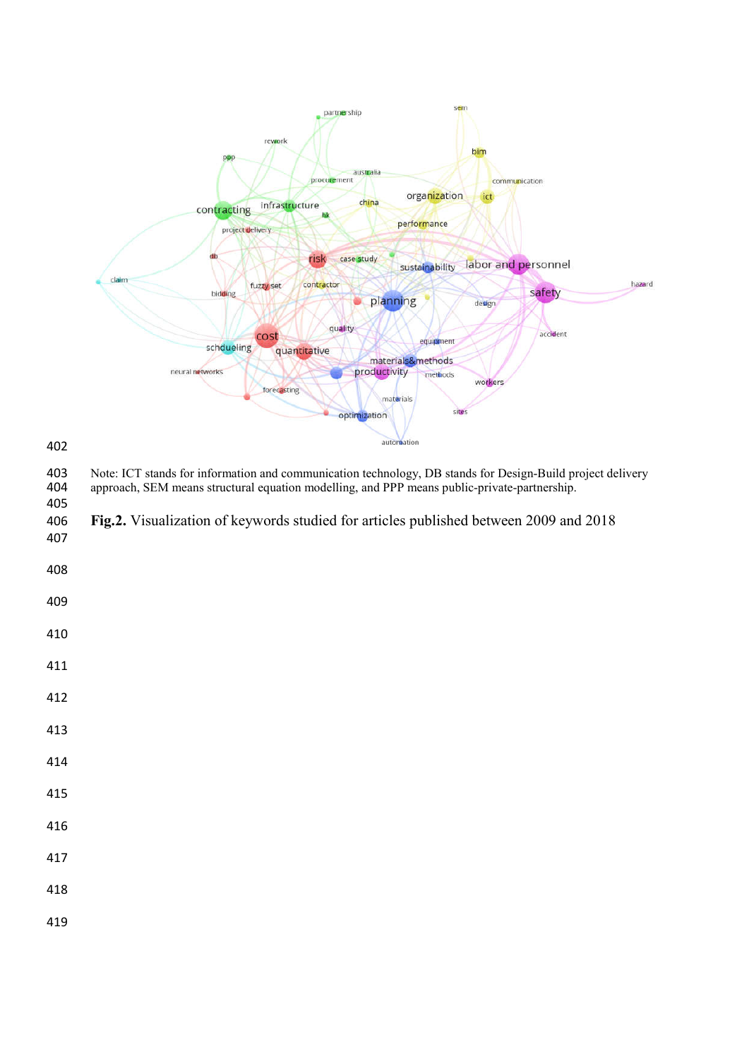Note: ICT stands for information and communication technology, DB stands for Design-Build project delivery approach, SEM means structural equation modelling, and PPP means public-private-partnership.

**Fig.2.** Visualization of keywords studied for articles published between 2009 and 2018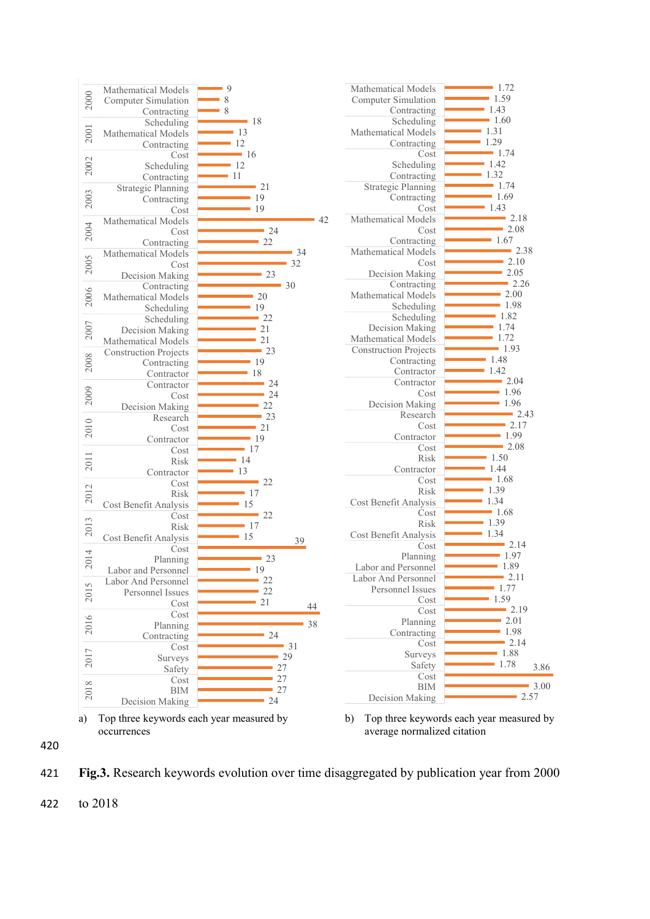2000
Mathematical Models 9
Computer Simulation 8
Contracting 8

2001
Scheduling 18
Mathematical Models 13
Contracting 12

2002
Cost 16
Scheduling 12
Contracting 11

2003
Strategic Planning 21
Contracting 19
Cost 19

2004
Mathematical Models 42
Cost 24
Contracting 22

2005
Mathematical Models 34
Cost 32
Decision Making 23

2006
Contracting 30
Mathematical Models 20
Scheduling 19

2007
Scheduling 22
Decision Making 21
Mathematical Models 21

2008
Construction Projects 23
Contracting 19
Contractor 18

2009
Contractor 24
Cost 24
Decision Making 22

2010
Research 23
Cost 21
Contractor 19

2011
Cost 17
Risk 14
Contractor 13

2012
Cost 22
Risk 17
Cost Benefit Analysis 15

2013
Cost 22
Risk 17
Cost Benefit Analysis 15

2014
Cost 39
Planning 23
Labor and Personnel 19

2015
Labor And Personnel 22
Personnel Issues 22
Cost 21

2016
Cost 44
Planning 38
Contracting 24

2017
Cost 31
Surveys 29
Safety 27

2018
Cost 27
BIM 27
Decision Making 24

a) Top three keywords each year measured by occurrences

Mathematical Models 1.72
Computer Simulation 1.59
Contracting 1.43
Scheduling 1.60
Mathematical Models 1.31
Contracting 1.29
Cost 1.74
Scheduling 1.42
Contracting 1.32
Strategic Planning 1.74
Contracting 1.69
Cost 1.43
Mathematical Models 2.18
Cost 2.08
Contracting 1.67
Mathematical Models 2.38
Cost 2.10
Decision Making 2.05
Contracting 2.26
Mathematical Models 2.00
Scheduling 1.98
Scheduling 1.82
Decision Making 1.74
Mathematical Models 1.72
Construction Projects 1.93
Contracting 1.48
Contractor 1.42
Contractor 2.04
Cost 1.96
Decision Making 1.96
Research 2.43
Cost 2.17
Contractor 1.99
Cost 2.08
Risk 1.50
Contractor 1.44
Cost 1.68
Risk 1.39
Cost Benefit Analysis 1.34
Cost 1.68
Risk 1.39
Cost Benefit Analysis 1.34
Cost 2.14
Planning 1.97
Labor and Personnel 1.89
Labor And Personnel 2.11
Personnel Issues 1.77
Cost 1.59
Cost 2.19
Planning 2.01
Contracting 1.98
Cost 2.14
Surveys 1.88
Safety 1.78
Cost 3.86
BIM 3.00
Decision Making 2.57

b) Top three keywords each year measured by average normalized citation

**Fig.3.** Research keywords evolution over time disaggregated by publication year from 2000 to 2018